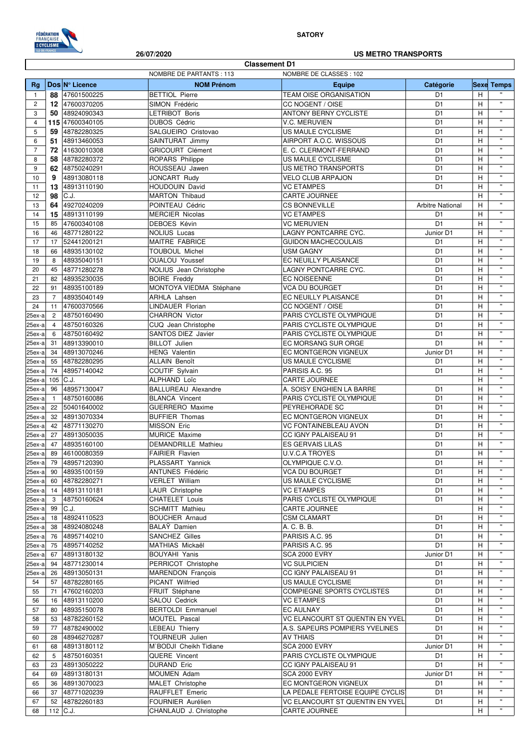**SATORY**

26/07/2020

**US METRO TRANSPORTS**

## Classement D1

NOMBRE DE PARTANTS : 113 NOMBRE DE CLASSES : 102

| Rg | Dos | N° Licence | NOM Prénom | Equipe | Catégorie | Sexe | Temps |
|---|---|---|---|---|---|---|---|
| 1 | 88 | 47601500225 | BETTIOL Pierre | TEAM OISE ORGANISATION | D1 | H | " |
| 2 | 12 | 47600370205 | SIMON Frédéric | CC NOGENT / OISE | D1 | H | " |
| 3 | 50 | 48924090343 | LETRIBOT Boris | ANTONY BERNY CYCLISTE | D1 | H | " |
| 4 | 115 | 47600340105 | DUBOS Cédric | V.C. MERUVIEN | D1 | H | " |
| 5 | 59 | 48782280325 | SALGUEIRO Cristovao | US MAULE CYCLISME | D1 | H | " |
| 6 | 51 | 48913460053 | SAINTURAT Jimmy | AIRPORT A.O.C. WISSOUS | D1 | H | " |
| 7 | 72 | 41630010308 | GRICOURT Clément | E. C. CLERMONT-FERRAND | D1 | H | " |
| 8 | 58 | 48782280372 | ROPARS Philippe | US MAULE CYCLISME | D1 | H | " |
| 9 | 62 | 48750240291 | ROUSSEAU Jawen | US METRO TRANSPORTS | D1 | H | " |
| 10 | 9 | 48913080118 | JONCART Rudy | VELO CLUB ARPAJON | D1 | H | " |
| 11 | 13 | 48913110190 | HOUDOUIN David | VC ETAMPES | D1 | H | " |
| 12 | 98 | C.J. | MARTON Thibaud | CARTE JOURNEE | | H | " |
| 13 | 64 | 49270240209 | POINTEAU Cédric | CS BONNEVILLE | Arbitre National | H | " |
| 14 | 15 | 48913110199 | MERCIER Nicolas | VC ETAMPES | D1 | H | " |
| 15 | 85 | 47600340108 | DEBOES Kévin | VC MERUVIEN | D1 | H | " |
| 16 | 46 | 48771280122 | NOLIUS Lucas | LAGNY PONTCARRE CYC. | Junior D1 | H | " |
| 17 | 17 | 52441200121 | MAITRE FABRICE | GUIDON MACHECOULAIS | D1 | H | " |
| 18 | 66 | 48935130102 | TOUBOUL Michel | USM GAGNY | D1 | H | " |
| 19 | 8 | 48935040151 | OUALOU Youssef | EC NEUILLY PLAISANCE | D1 | H | " |
| 20 | 45 | 48771280278 | NOLIUS Jean Christophe | LAGNY PONTCARRE CYC. | D1 | H | " |
| 21 | 82 | 48935230035 | BOIRE Freddy | EC NOISEENNE | D1 | H | " |
| 22 | 91 | 48935100189 | MONTOYA VIEDMA Stéphane | VCA DU BOURGET | D1 | H | " |
| 23 | 7 | 48935040149 | ARHLA Lahsen | EC NEUILLY PLAISANCE | D1 | H | " |
| 24 | 11 | 47600370566 | LINDAUER Florian | CC NOGENT / OISE | D1 | H | " |
| 25ex-a | 2 | 48750160490 | CHARRON Victor | PARIS CYCLISTE OLYMPIQUE | D1 | H | " |
| 25ex-a | 4 | 48750160326 | CUQ Jean Christophe | PARIS CYCLISTE OLYMPIQUE | D1 | H | " |
| 25ex-a | 6 | 48750160492 | SANTOS DIEZ Javier | PARIS CYCLISTE OLYMPIQUE | D1 | H | " |
| 25ex-a | 31 | 48913390010 | BILLOT Julien | EC MORSANG SUR ORGE | D1 | H | " |
| 25ex-a | 34 | 48913070246 | HENG Valentin | EC MONTGERON VIGNEUX | Junior D1 | H | " |
| 25ex-a | 55 | 48782280295 | ALLAIN Benoît | US MAULE CYCLISME | D1 | H | " |
| 25ex-a | 74 | 48957140042 | COUTIF Sylvain | PARISIS A.C. 95 | D1 | H | " |
| 25ex-a | 105 | C.J. | ALPHAND Loïc | CARTE JOURNEE | | H | " |
| 25ex-a | 96 | 48957130047 | BALLUREAU Alexandre | A. SOISY ENGHIEN LA BARRE | D1 | H | " |
| 25ex-a | 1 | 48750160086 | BLANCA Vincent | PARIS CYCLISTE OLYMPIQUE | D1 | H | " |
| 25ex-a | 22 | 50401640002 | GUERRERO Maxime | PEYREHORADE SC | D1 | H | " |
| 25ex-a | 32 | 48913070334 | BUFFIER Thomas | EC MONTGERON VIGNEUX | D1 | H | " |
| 25ex-a | 42 | 48771130270 | MISSON Eric | VC FONTAINEBLEAU AVON | D1 | H | " |
| 25ex-a | 27 | 48913050035 | MURICE Maxime | CC IGNY PALAISEAU 91 | D1 | H | " |
| 25ex-a | 47 | 48935160100 | DEMANDRILLE Mathieu | ES GERVAIS LILAS | D1 | H | " |
| 25ex-a | 89 | 46100080359 | FAIRIER Flavien | U.V.C.A TROYES | D1 | H | " |
| 25ex-a | 79 | 48957120390 | PLASSART Yannick | OLYMPIQUE C.V.O. | D1 | H | " |
| 25ex-a | 90 | 48935100159 | ANTUNES Frédéric | VCA DU BOURGET | D1 | H | " |
| 25ex-a | 60 | 48782280271 | VERLET William | US MAULE CYCLISME | D1 | H | " |
| 25ex-a | 14 | 48913110181 | LAUR Christophe | VC ETAMPES | D1 | H | " |
| 25ex-a | 3 | 48750160624 | CHATELET Louis | PARIS CYCLISTE OLYMPIQUE | D1 | H | " |
| 25ex-a | 99 | C.J. | SCHMITT Mathieu | CARTE JOURNEE | | H | " |
| 25ex-a | 18 | 48924110523 | BOUCHER Arnaud | CSM CLAMART | D1 | H | " |
| 25ex-a | 38 | 48924080248 | BALAŸ Damien | A. C. B. B. | D1 | H | " |
| 25ex-a | 76 | 48957140210 | SANCHEZ Gilles | PARISIS A.C. 95 | D1 | H | " |
| 25ex-a | 75 | 48957140252 | MATHIAS Mickaël | PARISIS A.C. 95 | D1 | H | " |
| 25ex-a | 67 | 48913180132 | BOUYAHI Yanis | SCA 2000 EVRY | Junior D1 | H | " |
| 25ex-a | 94 | 48771230014 | PERRICOT Christophe | VC SULPICIEN | D1 | H | " |
| 25ex-a | 26 | 48913050131 | MARENDON François | CC IGNY PALAISEAU 91 | D1 | H | " |
| 54 | 57 | 48782280165 | PICANT Wilfried | US MAULE CYCLISME | D1 | H | " |
| 55 | 71 | 47602160203 | FRUIT Stéphane | COMPIEGNE SPORTS CYCLISTES | D1 | H | " |
| 56 | 16 | 48913110200 | SALOU Cedrick | VC ETAMPES | D1 | H | " |
| 57 | 80 | 48935150078 | BERTOLDI Emmanuel | EC AULNAY | D1 | H | " |
| 58 | 53 | 48782260152 | MOUTEL Pascal | VC ELANCOURT ST QUENTIN EN YVEL | D1 | H | " |
| 59 | 77 | 48782490002 | LEBEAU Thierry | A.S. SAPEURS POMPIERS YVELINES | D1 | H | " |
| 60 | 28 | 48946270287 | TOURNEUR Julien | AV THIAIS | D1 | H | " |
| 61 | 68 | 48913180112 | M`BODJI Cheikh Tidiane | SCA 2000 EVRY | Junior D1 | H | " |
| 62 | 5 | 48750160351 | QUERE Vincent | PARIS CYCLISTE OLYMPIQUE | D1 | H | " |
| 63 | 23 | 48913050222 | DURAND Eric | CC IGNY PALAISEAU 91 | D1 | H | " |
| 64 | 69 | 48913180131 | MOUMEN Adam | SCA 2000 EVRY | Junior D1 | H | " |
| 65 | 36 | 48913070023 | MALET Christophe | EC MONTGERON VIGNEUX | D1 | H | " |
| 66 | 37 | 48771020239 | RAUFFLET Emeric | LA PEDALE FERTOISE EQUIPE CYCLIS | D1 | H | " |
| 67 | 52 | 48782260183 | FOURNIER Aurélien | VC ELANCOURT ST QUENTIN EN YVEL | D1 | H | " |
| 68 | 112 | C.J. | CHANLAUD J. Christophe | CARTE JOURNEE | | H | " |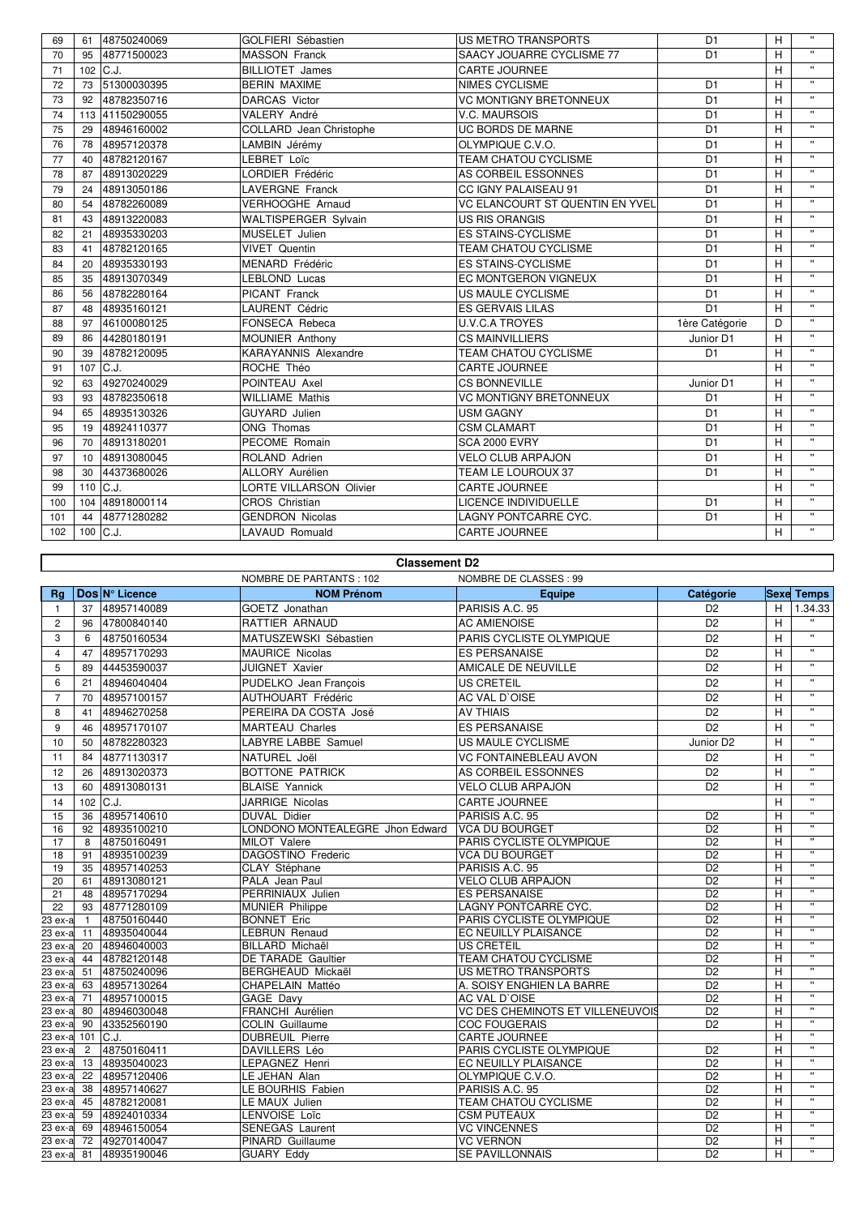| | | | | | | | |
|---|---|---|---|---|---|---|---|
| 69 | 61 | 48750240069 | GOLFIERI Sébastien | US METRO TRANSPORTS | D1 | H | " |
| 70 | 95 | 48771500023 | MASSON Franck | SAACY JOUARRE CYCLISME 77 | D1 | H | " |
| 71 | 102 | C.J. | BILLIOTET James | CARTE JOURNEE | | H | " |
| 72 | 73 | 51300030395 | BERIN MAXIME | NIMES CYCLISME | D1 | H | " |
| 73 | 92 | 48782350716 | DARCAS Victor | VC MONTIGNY BRETONNEUX | D1 | H | " |
| 74 | 113 | 41150290055 | VALERY André | V.C. MAURSOIS | D1 | H | " |
| 75 | 29 | 48946160002 | COLLARD Jean Christophe | UC BORDS DE MARNE | D1 | H | " |
| 76 | 78 | 48957120378 | LAMBIN Jérémy | OLYMPIQUE C.V.O. | D1 | H | " |
| 77 | 40 | 48782120167 | LEBRET Loïc | TEAM CHATOU CYCLISME | D1 | H | " |
| 78 | 87 | 48913020229 | LORDIER Frédéric | AS CORBEIL ESSONNES | D1 | H | " |
| 79 | 24 | 48913050186 | LAVERGNE Franck | CC IGNY PALAISEAU 91 | D1 | H | " |
| 80 | 54 | 48782260089 | VERHOOGHE Arnaud | VC ELANCOURT ST QUENTIN EN YVEL | D1 | H | " |
| 81 | 43 | 48913220083 | WALTISPERGER Sylvain | US RIS ORANGIS | D1 | H | " |
| 82 | 21 | 48935330203 | MUSELET Julien | ES STAINS-CYCLISME | D1 | H | " |
| 83 | 41 | 48782120165 | VIVET Quentin | TEAM CHATOU CYCLISME | D1 | H | " |
| 84 | 20 | 48935330193 | MENARD Frédéric | ES STAINS-CYCLISME | D1 | H | " |
| 85 | 35 | 48913070349 | LEBLOND Lucas | EC MONTGERON VIGNEUX | D1 | H | " |
| 86 | 56 | 48782280164 | PICANT Franck | US MAULE CYCLISME | D1 | H | " |
| 87 | 48 | 48935160121 | LAURENT Cédric | ES GERVAIS LILAS | D1 | H | " |
| 88 | 97 | 46100080125 | FONSECA Rebeca | U.V.C.A TROYES | 1ère Catégorie | D | " |
| 89 | 86 | 44280180191 | MOUNIER Anthony | CS MAINVILLIERS | Junior D1 | H | " |
| 90 | 39 | 48782120095 | KARAYANNIS Alexandre | TEAM CHATOU CYCLISME | D1 | H | " |
| 91 | 107 | C.J. | ROCHE Théo | CARTE JOURNEE | | H | " |
| 92 | 63 | 49270240029 | POINTEAU Axel | CS BONNEVILLE | Junior D1 | H | " |
| 93 | 93 | 48782350618 | WILLIAME Mathis | VC MONTIGNY BRETONNEUX | D1 | H | " |
| 94 | 65 | 48935130326 | GUYARD Julien | USM GAGNY | D1 | H | " |
| 95 | 19 | 48924110377 | ONG Thomas | CSM CLAMART | D1 | H | " |
| 96 | 70 | 48913180201 | PECOME Romain | SCA 2000 EVRY | D1 | H | " |
| 97 | 10 | 48913080045 | ROLAND Adrien | VELO CLUB ARPAJON | D1 | H | " |
| 98 | 30 | 44373680026 | ALLORY Aurélien | TEAM LE LOUROUX 37 | D1 | H | " |
| 99 | 110 | C.J. | LORTE VILLARSON Olivier | CARTE JOURNEE | | H | " |
| 100 | 104 | 48918000114 | CROS Christian | LICENCE INDIVIDUELLE | D1 | H | " |
| 101 | 44 | 48771280282 | GENDRON Nicolas | LAGNY PONTCARRE CYC. | D1 | H | " |
| 102 | 100 | C.J. | LAVAUD Romuald | CARTE JOURNEE | | H | " |

## Classement D2

NOMBRE DE PARTANTS : 102 — NOMBRE DE CLASSES : 99

| Rg | Dos | N° Licence | NOM Prénom | Equipe | Catégorie | Sexe | Temps |
|---|---|---|---|---|---|---|---|
| 1 | 37 | 48957140089 | GOETZ Jonathan | PARISIS A.C. 95 | D2 | H | 1.34.33 |
| 2 | 96 | 47800840140 | RATTIER ARNAUD | AC AMIENOISE | D2 | H | " |
| 3 | 6 | 48750160534 | MATUSZEWSKI Sébastien | PARIS CYCLISTE OLYMPIQUE | D2 | H | " |
| 4 | 47 | 48957170293 | MAURICE Nicolas | ES PERSANAISE | D2 | H | " |
| 5 | 89 | 44453590037 | JUIGNET Xavier | AMICALE DE NEUVILLE | D2 | H | " |
| 6 | 21 | 48946040404 | PUDELKO Jean François | US CRETEIL | D2 | H | " |
| 7 | 70 | 48957100157 | AUTHOUART Frédéric | AC VAL D`OISE | D2 | H | " |
| 8 | 41 | 48946270258 | PEREIRA DA COSTA José | AV THIAIS | D2 | H | " |
| 9 | 46 | 48957170107 | MARTEAU Charles | ES PERSANAISE | D2 | H | " |
| 10 | 50 | 48782280323 | LABYRE LABBE Samuel | US MAULE CYCLISME | Junior D2 | H | " |
| 11 | 84 | 48771130317 | NATUREL Joël | VC FONTAINEBLEAU AVON | D2 | H | " |
| 12 | 26 | 48913020373 | BOTTONE PATRICK | AS CORBEIL ESSONNES | D2 | H | " |
| 13 | 60 | 48913080131 | BLAISE Yannick | VELO CLUB ARPAJON | D2 | H | " |
| 14 | 102 | C.J. | JARRIGE Nicolas | CARTE JOURNEE | | H | " |
| 15 | 36 | 48957140610 | DUVAL Didier | PARISIS A.C. 95 | D2 | H | " |
| 16 | 92 | 48935100210 | LONDONO MONTEALEGRE Jhon Edward | VCA DU BOURGET | D2 | H | " |
| 17 | 8 | 48750160491 | MILOT Valere | PARIS CYCLISTE OLYMPIQUE | D2 | H | " |
| 18 | 91 | 48935100239 | DAGOSTINO Frederic | VCA DU BOURGET | D2 | H | " |
| 19 | 35 | 48957140253 | CLAY Stéphane | PARISIS A.C. 95 | D2 | H | " |
| 20 | 61 | 48913080121 | PALA Jean Paul | VELO CLUB ARPAJON | D2 | H | " |
| 21 | 48 | 48957170294 | PERRINIAUX Julien | ES PERSANAISE | D2 | H | " |
| 22 | 93 | 48771280109 | MUNIER Philippe | LAGNY PONTCARRE CYC. | D2 | H | " |
| 23 ex-a | 1 | 48750160440 | BONNET Eric | PARIS CYCLISTE OLYMPIQUE | D2 | H | " |
| 23 ex-a | 11 | 48935040044 | LEBRUN Renaud | EC NEUILLY PLAISANCE | D2 | H | " |
| 23 ex-a | 20 | 48946040003 | BILLARD Michaël | US CRETEIL | D2 | H | " |
| 23 ex-a | 44 | 48782120148 | DE TARADE Gaultier | TEAM CHATOU CYCLISME | D2 | H | " |
| 23 ex-a | 51 | 48750240096 | BERGHEAUD Mickaël | US METRO TRANSPORTS | D2 | H | " |
| 23 ex-a | 63 | 48957130264 | CHAPELAIN Mattéo | A. SOISY ENGHIEN LA BARRE | D2 | H | " |
| 23 ex-a | 71 | 48957100015 | GAGE Davy | AC VAL D`OISE | D2 | H | " |
| 23 ex-a | 80 | 48946030048 | FRANCHI Aurélien | VC DES CHEMINOTS ET VILLENEUVOIS | D2 | H | " |
| 23 ex-a | 90 | 43352560190 | COLIN Guillaume | COC FOUGERAIS | D2 | H | " |
| 23 ex-a | 101 | C.J. | DUBREUIL Pierre | CARTE JOURNEE | | H | " |
| 23 ex-a | 2 | 48750160411 | DAVILLERS Léo | PARIS CYCLISTE OLYMPIQUE | D2 | H | " |
| 23 ex-a | 13 | 48935040023 | LEPAGNEZ Henri | EC NEUILLY PLAISANCE | D2 | H | " |
| 23 ex-a | 22 | 48957120406 | LE JEHAN Alan | OLYMPIQUE C.V.O. | D2 | H | " |
| 23 ex-a | 38 | 48957140627 | LE BOURHIS Fabien | PARISIS A.C. 95 | D2 | H | " |
| 23 ex-a | 45 | 48782120081 | LE MAUX Julien | TEAM CHATOU CYCLISME | D2 | H | " |
| 23 ex-a | 59 | 48924010334 | LENVOISE Loïc | CSM PUTEAUX | D2 | H | " |
| 23 ex-a | 69 | 48946150054 | SENEGAS Laurent | VC VINCENNES | D2 | H | " |
| 23 ex-a | 72 | 49270140047 | PINARD Guillaume | VC VERNON | D2 | H | " |
| 23 ex-a | 81 | 48935190046 | GUARY Eddy | SE PAVILLONNAIS | D2 | H | " |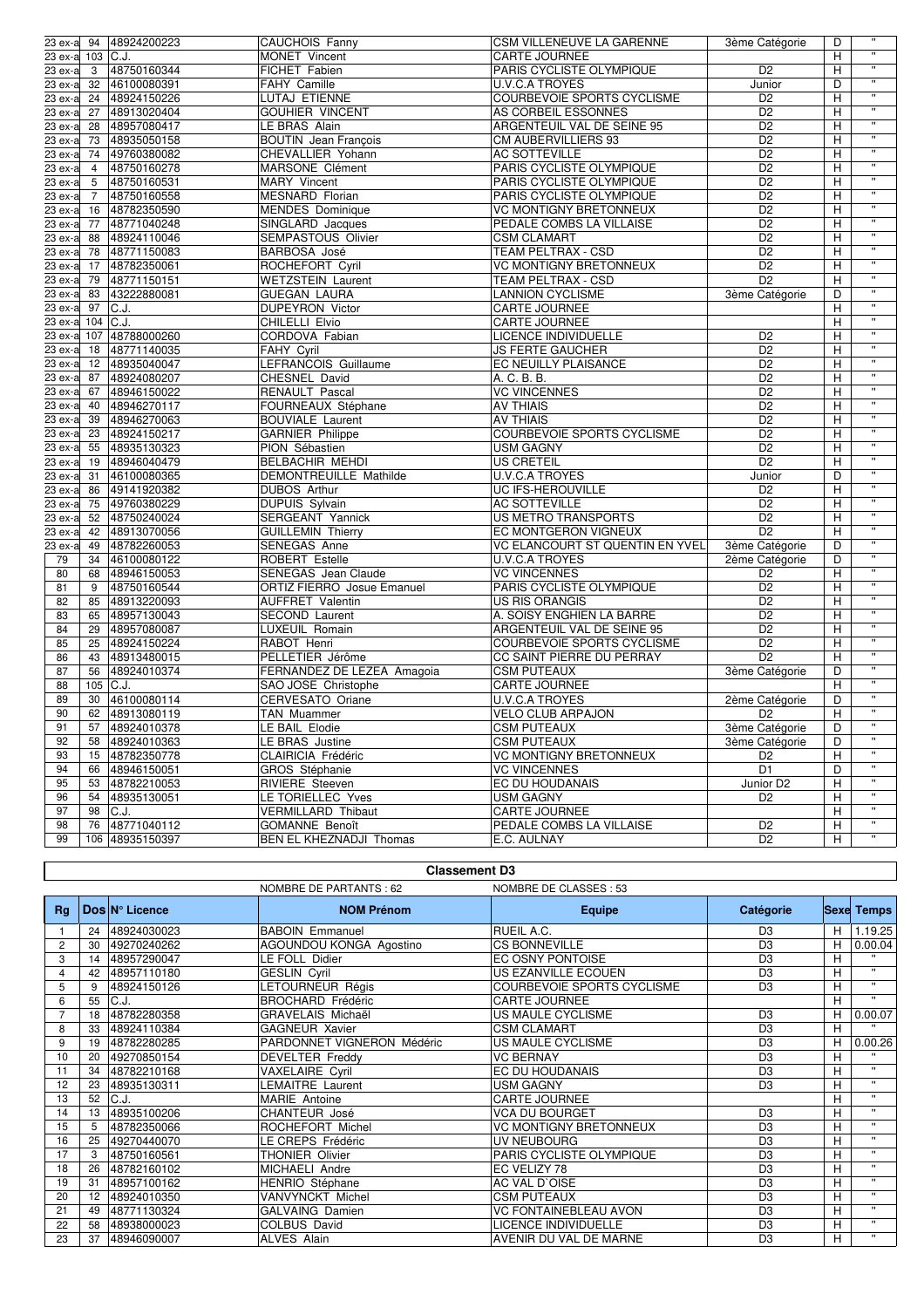| | | | | | | | |
|---|---|---|---|---|---|---|---|
| 23 ex-a | 94 | 48924200223 | CAUCHOIS Fanny | CSM VILLENEUVE LA GARENNE | 3ème Catégorie | D | " |
| 23 ex-a | 103 | C.J. | MONET Vincent | CARTE JOURNEE | | H | " |
| 23 ex-a | 3 | 48750160344 | FICHET Fabien | PARIS CYCLISTE OLYMPIQUE | D2 | H | " |
| 23 ex-a | 32 | 46100080391 | FAHY Camille | U.V.C.A TROYES | Junior | D | " |
| 23 ex-a | 24 | 48924150226 | LUTAJ ETIENNE | COURBEVOIE SPORTS CYCLISME | D2 | H | " |
| 23 ex-a | 27 | 48913020404 | GOUHIER VINCENT | AS CORBEIL ESSONNES | D2 | H | " |
| 23 ex-a | 28 | 48957080417 | LE BRAS Alain | ARGENTEUIL VAL DE SEINE 95 | D2 | H | " |
| 23 ex-a | 73 | 48935050158 | BOUTIN Jean François | CM AUBERVILLIERS 93 | D2 | H | " |
| 23 ex-a | 74 | 49760380082 | CHEVALLIER Yohann | AC SOTTEVILLE | D2 | H | " |
| 23 ex-a | 4 | 48750160278 | MARSONE Clément | PARIS CYCLISTE OLYMPIQUE | D2 | H | " |
| 23 ex-a | 5 | 48750160531 | MARY Vincent | PARIS CYCLISTE OLYMPIQUE | D2 | H | " |
| 23 ex-a | 7 | 48750160558 | MESNARD Florian | PARIS CYCLISTE OLYMPIQUE | D2 | H | " |
| 23 ex-a | 16 | 48782350590 | MENDES Dominique | VC MONTIGNY BRETONNEUX | D2 | H | " |
| 23 ex-a | 77 | 48771040248 | SINGLARD Jacques | PEDALE COMBS LA VILLAISE | D2 | H | " |
| 23 ex-a | 88 | 48924110046 | SEMPASTOUS Olivier | CSM CLAMART | D2 | H | " |
| 23 ex-a | 78 | 48771150083 | BARBOSA José | TEAM PELTRAX - CSD | D2 | H | " |
| 23 ex-a | 17 | 48782350061 | ROCHEFORT Cyril | VC MONTIGNY BRETONNEUX | D2 | H | " |
| 23 ex-a | 79 | 48771150151 | WETZSTEIN Laurent | TEAM PELTRAX - CSD | D2 | H | " |
| 23 ex-a | 83 | 43222880081 | GUEGAN LAURA | LANNION CYCLISME | 3ème Catégorie | D | " |
| 23 ex-a | 97 | C.J. | DUPEYRON Victor | CARTE JOURNEE | | H | " |
| 23 ex-a | 104 | C.J. | CHILELLI Elvio | CARTE JOURNEE | | H | " |
| 23 ex-a | 107 | 48788000260 | CORDOVA Fabian | LICENCE INDIVIDUELLE | D2 | H | " |
| 23 ex-a | 18 | 48771140035 | FAHY Cyril | JS FERTE GAUCHER | D2 | H | " |
| 23 ex-a | 12 | 48935040047 | LEFRANCOIS Guillaume | EC NEUILLY PLAISANCE | D2 | H | " |
| 23 ex-a | 87 | 48924080207 | CHESNEL David | A. C. B. B. | D2 | H | " |
| 23 ex-a | 67 | 48946150022 | RENAULT Pascal | VC VINCENNES | D2 | H | " |
| 23 ex-a | 40 | 48946270117 | FOURNEAUX Stéphane | AV THIAIS | D2 | H | " |
| 23 ex-a | 39 | 48946270063 | BOUVIALE Laurent | AV THIAIS | D2 | H | " |
| 23 ex-a | 23 | 48924150217 | GARNIER Philippe | COURBEVOIE SPORTS CYCLISME | D2 | H | " |
| 23 ex-a | 55 | 48935130323 | PION Sébastien | USM GAGNY | D2 | H | " |
| 23 ex-a | 19 | 48946040479 | BELBACHIR MEHDI | US CRETEIL | D2 | H | " |
| 23 ex-a | 31 | 46100080365 | DEMONTREUILLE Mathilde | U.V.C.A TROYES | Junior | D | " |
| 23 ex-a | 86 | 49141920382 | DUBOS Arthur | UC IFS-HEROUVILLE | D2 | H | " |
| 23 ex-a | 75 | 49760380229 | DUPUIS Sylvain | AC SOTTEVILLE | D2 | H | " |
| 23 ex-a | 52 | 48750240024 | SERGEANT Yannick | US METRO TRANSPORTS | D2 | H | " |
| 23 ex-a | 42 | 48913070056 | GUILLEMIN Thierry | EC MONTGERON VIGNEUX | D2 | H | " |
| 23 ex-a | 49 | 48782260053 | SENEGAS Anne | VC ELANCOURT ST QUENTIN EN YVEL | 3ème Catégorie | D | " |
| 79 | 34 | 46100080122 | ROBERT Estelle | U.V.C.A TROYES | 2ème Catégorie | D | " |
| 80 | 68 | 48946150053 | SENEGAS Jean Claude | VC VINCENNES | D2 | H | " |
| 81 | 9 | 48750160544 | ORTIZ FIERRO Josue Emanuel | PARIS CYCLISTE OLYMPIQUE | D2 | H | " |
| 82 | 85 | 48913220093 | AUFFRET Valentin | US RIS ORANGIS | D2 | H | " |
| 83 | 65 | 48957130043 | SECOND Laurent | A. SOISY ENGHIEN LA BARRE | D2 | H | " |
| 84 | 29 | 48957080087 | LUXEUIL Romain | ARGENTEUIL VAL DE SEINE 95 | D2 | H | " |
| 85 | 25 | 48924150224 | RABOT Henri | COURBEVOIE SPORTS CYCLISME | D2 | H | " |
| 86 | 43 | 48913480015 | PELLETIER Jérôme | CC SAINT PIERRE DU PERRAY | D2 | H | " |
| 87 | 56 | 48924010374 | FERNANDEZ DE LEZEA Amagoia | CSM PUTEAUX | 3ème Catégorie | D | " |
| 88 | 105 | C.J. | SAO JOSE Christophe | CARTE JOURNEE | | H | " |
| 89 | 30 | 46100080114 | CERVESATO Oriane | U.V.C.A TROYES | 2ème Catégorie | D | " |
| 90 | 62 | 48913080119 | TAN Muammer | VELO CLUB ARPAJON | D2 | H | " |
| 91 | 57 | 48924010378 | LE BAIL Elodie | CSM PUTEAUX | 3ème Catégorie | D | " |
| 92 | 58 | 48924010363 | LE BRAS Justine | CSM PUTEAUX | 3ème Catégorie | D | " |
| 93 | 15 | 48782350778 | CLAIRICIA Frédéric | VC MONTIGNY BRETONNEUX | D2 | H | " |
| 94 | 66 | 48946150051 | GROS Stéphanie | VC VINCENNES | D1 | D | " |
| 95 | 53 | 48782210053 | RIVIERE Steeven | EC DU HOUDANAIS | Junior D2 | H | " |
| 96 | 54 | 48935130051 | LE TORIELLEC Yves | USM GAGNY | D2 | H | " |
| 97 | 98 | C.J. | VERMILLARD Thibaut | CARTE JOURNEE | | H | " |
| 98 | 76 | 48771040112 | GOMANNE Benoît | PEDALE COMBS LA VILLAISE | D2 | H | " |
| 99 | 106 | 48935150397 | BEN EL KHEZNADJI Thomas | E.C. AULNAY | D2 | H | " |

## Classement D3

NOMBRE DE PARTANTS : 62 NOMBRE DE CLASSES : 53

| Rg | Dos | N° Licence | NOM Prénom | Equipe | Catégorie | Sexe | Temps |
|---|---|---|---|---|---|---|---|
| 1 | 24 | 48924030023 | BABOIN Emmanuel | RUEIL A.C. | D3 | H | 1.19.25 |
| 2 | 30 | 49270240262 | AGOUNDOU KONGA Agostino | CS BONNEVILLE | D3 | H | 0.00.04 |
| 3 | 14 | 48957290047 | LE FOLL Didier | EC OSNY PONTOISE | D3 | H | " |
| 4 | 42 | 48957110180 | GESLIN Cyril | US EZANVILLE ECOUEN | D3 | H | " |
| 5 | 9 | 48924150126 | LETOURNEUR Régis | COURBEVOIE SPORTS CYCLISME | D3 | H | " |
| 6 | 55 | C.J. | BROCHARD Frédéric | CARTE JOURNEE | | H | " |
| 7 | 18 | 48782280358 | GRAVELAIS Michaël | US MAULE CYCLISME | D3 | H | 0.00.07 |
| 8 | 33 | 48924110384 | GAGNEUR Xavier | CSM CLAMART | D3 | H | " |
| 9 | 19 | 48782280285 | PARDONNET VIGNERON Médéric | US MAULE CYCLISME | D3 | H | 0.00.26 |
| 10 | 20 | 49270850154 | DEVELTER Freddy | VC BERNAY | D3 | H | " |
| 11 | 34 | 48782210168 | VAXELAIRE Cyril | EC DU HOUDANAIS | D3 | H | " |
| 12 | 23 | 48935130311 | LEMAITRE Laurent | USM GAGNY | D3 | H | " |
| 13 | 52 | C.J. | MARIE Antoine | CARTE JOURNEE | | H | " |
| 14 | 13 | 48935100206 | CHANTEUR José | VCA DU BOURGET | D3 | H | " |
| 15 | 5 | 48782350066 | ROCHEFORT Michel | VC MONTIGNY BRETONNEUX | D3 | H | " |
| 16 | 25 | 49270440070 | LE CREPS Frédéric | UV NEUBOURG | D3 | H | " |
| 17 | 3 | 48750160561 | THONIER Olivier | PARIS CYCLISTE OLYMPIQUE | D3 | H | " |
| 18 | 26 | 48782160102 | MICHAELI Andre | EC VELIZY 78 | D3 | H | " |
| 19 | 31 | 48957100162 | HENRIO Stéphane | AC VAL D'OISE | D3 | H | " |
| 20 | 12 | 48924010350 | VANVYNCKT Michel | CSM PUTEAUX | D3 | H | " |
| 21 | 49 | 48771130324 | GALVAING Damien | VC FONTAINEBLEAU AVON | D3 | H | " |
| 22 | 58 | 48938000023 | COLBUS David | LICENCE INDIVIDUELLE | D3 | H | " |
| 23 | 37 | 48946090007 | ALVES Alain | AVENIR DU VAL DE MARNE | D3 | H | " |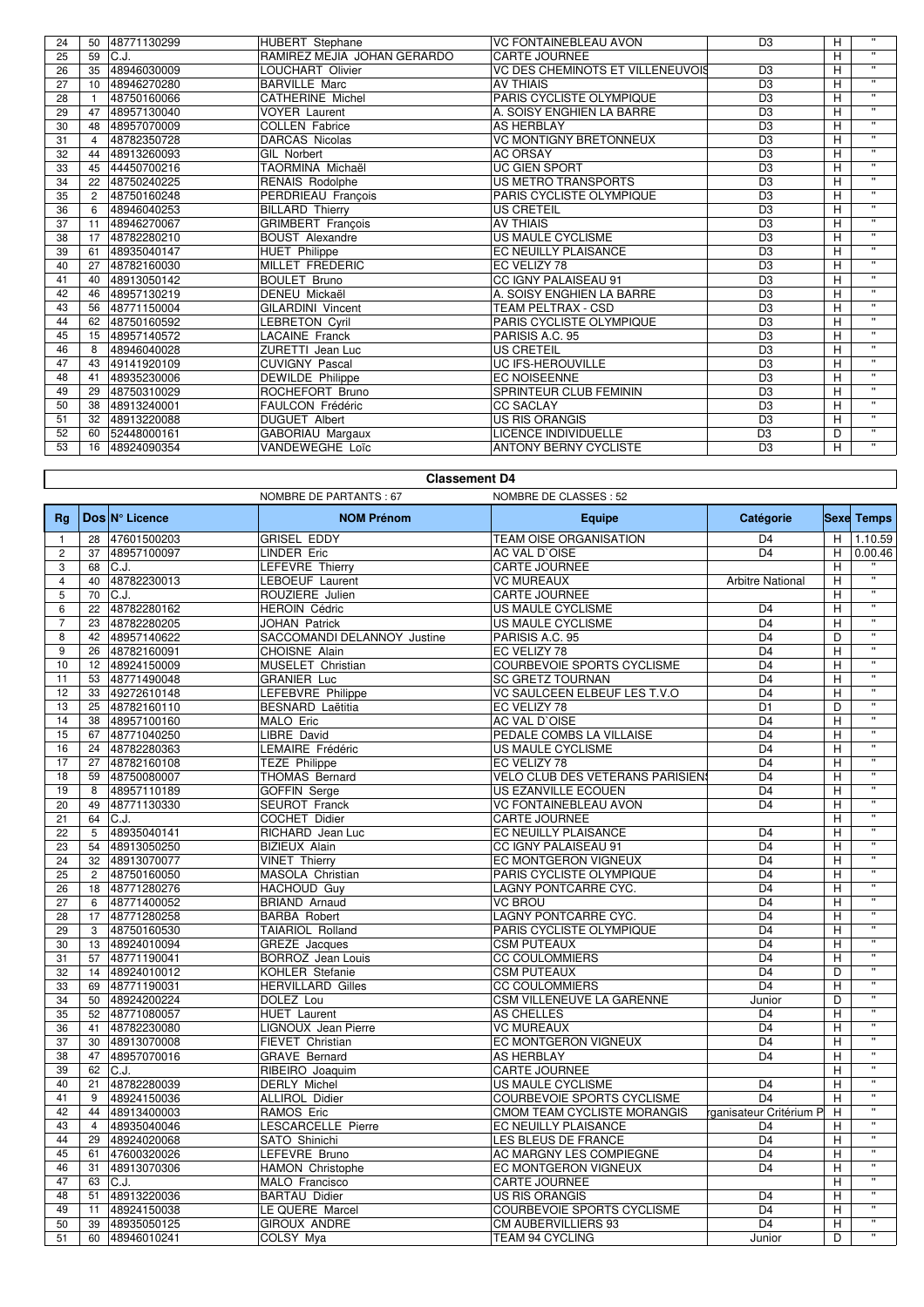| 24 | 50 | 48771130299 | HUBERT Stephane | VC FONTAINEBLEAU AVON | D3 | H | " |
|---|---|---|---|---|---|---|---|
| 25 | 59 | C.J. | RAMIREZ MEJIA JOHAN GERARDO | CARTE JOURNEE | | H | " |
| 26 | 35 | 48946030009 | LOUCHART Olivier | VC DES CHEMINOTS ET VILLENEUVOIS | D3 | H | " |
| 27 | 10 | 48946270280 | BARVILLE Marc | AV THIAIS | D3 | H | " |
| 28 | 1 | 48750160066 | CATHERINE Michel | PARIS CYCLISTE OLYMPIQUE | D3 | H | " |
| 29 | 47 | 48957130040 | VOYER Laurent | A. SOISY ENGHIEN LA BARRE | D3 | H | " |
| 30 | 48 | 48957070009 | COLLEN Fabrice | AS HERBLAY | D3 | H | " |
| 31 | 4 | 48782350728 | DARCAS Nicolas | VC MONTIGNY BRETONNEUX | D3 | H | " |
| 32 | 44 | 48913260093 | GIL Norbert | AC ORSAY | D3 | H | " |
| 33 | 45 | 44450700216 | TAORMINA Michaël | UC GIEN SPORT | D3 | H | " |
| 34 | 22 | 48750240225 | RENAIS Rodolphe | US METRO TRANSPORTS | D3 | H | " |
| 35 | 2 | 48750160248 | PERDRIEAU François | PARIS CYCLISTE OLYMPIQUE | D3 | H | " |
| 36 | 6 | 48946040253 | BILLARD Thierry | US CRETEIL | D3 | H | " |
| 37 | 11 | 48946270067 | GRIMBERT François | AV THIAIS | D3 | H | " |
| 38 | 17 | 48782280210 | BOUST Alexandre | US MAULE CYCLISME | D3 | H | " |
| 39 | 61 | 48935040147 | HUET Philippe | EC NEUILLY PLAISANCE | D3 | H | " |
| 40 | 27 | 48782160030 | MILLET FREDERIC | EC VELIZY 78 | D3 | H | " |
| 41 | 40 | 48913050142 | BOULET Bruno | CC IGNY PALAISEAU 91 | D3 | H | " |
| 42 | 46 | 48957130219 | DENEU Mickaël | A. SOISY ENGHIEN LA BARRE | D3 | H | " |
| 43 | 56 | 48771150004 | GILARDINI Vincent | TEAM PELTRAX - CSD | D3 | H | " |
| 44 | 62 | 48750160592 | LEBRETON Cyril | PARIS CYCLISTE OLYMPIQUE | D3 | H | " |
| 45 | 15 | 48957140572 | LACAINE Franck | PARISIS A.C. 95 | D3 | H | " |
| 46 | 8 | 48946040028 | ZURETTI Jean Luc | US CRETEIL | D3 | H | " |
| 47 | 43 | 49141920109 | CUVIGNY Pascal | UC IFS-HEROUVILLE | D3 | H | " |
| 48 | 41 | 48935230006 | DEWILDE Philippe | EC NOISEENNE | D3 | H | " |
| 49 | 29 | 48750310029 | ROCHEFORT Bruno | SPRINTEUR CLUB FEMININ | D3 | H | " |
| 50 | 38 | 48913240001 | FAULCON Frédéric | CC SACLAY | D3 | H | " |
| 51 | 32 | 48913220088 | DUGUET Albert | US RIS ORANGIS | D3 | H | " |
| 52 | 60 | 52448000161 | GABORIAU Margaux | LICENCE INDIVIDUELLE | D3 | D | " |
| 53 | 16 | 48924090354 | VANDEWEGHE Loïc | ANTONY BERNY CYCLISTE | D3 | H | " |

## Classement D4

NOMBRE DE PARTANTS : 67 NOMBRE DE CLASSES : 52

| Rg | Dos | N° Licence | NOM Prénom | Equipe | Catégorie | Sexe | Temps |
|---|---|---|---|---|---|---|---|
| 1 | 28 | 47601500203 | GRISEL EDDY | TEAM OISE ORGANISATION | D4 | H | 1.10.59 |
| 2 | 37 | 48957100097 | LINDER Eric | AC VAL D`OISE | D4 | H | 0.00.46 |
| 3 | 68 | C.J. | LEFEVRE Thierry | CARTE JOURNEE | | H | " |
| 4 | 40 | 48782230013 | LEBOEUF Laurent | VC MUREAUX | Arbitre National | H | " |
| 5 | 70 | C.J. | ROUZIERE Julien | CARTE JOURNEE | | H | " |
| 6 | 22 | 48782280162 | HEROIN Cédric | US MAULE CYCLISME | D4 | H | " |
| 7 | 23 | 48782280205 | JOHAN Patrick | US MAULE CYCLISME | D4 | H | " |
| 8 | 42 | 48957140622 | SACCOMANDI DELANNOY Justine | PARISIS A.C. 95 | D4 | D | " |
| 9 | 26 | 48782160091 | CHOISNE Alain | EC VELIZY 78 | D4 | H | " |
| 10 | 12 | 48924150009 | MUSELET Christian | COURBEVOIE SPORTS CYCLISME | D4 | H | " |
| 11 | 53 | 48771490048 | GRANIER Luc | SC GRETZ TOURNAN | D4 | H | " |
| 12 | 33 | 49272610148 | LEFEBVRE Philippe | VC SAULCEEN ELBEUF LES T.V.O | D4 | H | " |
| 13 | 25 | 48782160110 | BESNARD Laëtitia | EC VELIZY 78 | D1 | D | " |
| 14 | 38 | 48957100160 | MALO Eric | AC VAL D`OISE | D4 | H | " |
| 15 | 67 | 48771040250 | LIBRE David | PEDALE COMBS LA VILLAISE | D4 | H | " |
| 16 | 24 | 48782280363 | LEMAIRE Frédéric | US MAULE CYCLISME | D4 | H | " |
| 17 | 27 | 48782160108 | TEZE Philippe | EC VELIZY 78 | D4 | H | " |
| 18 | 59 | 48750080007 | THOMAS Bernard | VELO CLUB DES VETERANS PARISIENS | D4 | H | " |
| 19 | 8 | 48957110189 | GOFFIN Serge | US EZANVILLE ECOUEN | D4 | H | " |
| 20 | 49 | 48771130330 | SEUROT Franck | VC FONTAINEBLEAU AVON | D4 | H | " |
| 21 | 64 | C.J. | COCHET Didier | CARTE JOURNEE | | H | " |
| 22 | 5 | 48935040141 | RICHARD Jean Luc | EC NEUILLY PLAISANCE | D4 | H | " |
| 23 | 54 | 48913050250 | BIZIEUX Alain | CC IGNY PALAISEAU 91 | D4 | H | " |
| 24 | 32 | 48913070077 | VINET Thierry | EC MONTGERON VIGNEUX | D4 | H | " |
| 25 | 2 | 48750160050 | MASOLA Christian | PARIS CYCLISTE OLYMPIQUE | D4 | H | " |
| 26 | 18 | 48771280276 | HACHOUD Guy | LAGNY PONTCARRE CYC. | D4 | H | " |
| 27 | 6 | 48771400052 | BRIAND Arnaud | VC BROU | D4 | H | " |
| 28 | 17 | 48771280258 | BARBA Robert | LAGNY PONTCARRE CYC. | D4 | H | " |
| 29 | 3 | 48750160530 | TAIARIOL Rolland | PARIS CYCLISTE OLYMPIQUE | D4 | H | " |
| 30 | 13 | 48924010094 | GREZE Jacques | CSM PUTEAUX | D4 | H | " |
| 31 | 57 | 48771190041 | BORROZ Jean Louis | CC COULOMMIERS | D4 | H | " |
| 32 | 14 | 48924010012 | KOHLER Stefanie | CSM PUTEAUX | D4 | D | " |
| 33 | 69 | 48771190031 | HERVILLARD Gilles | CC COULOMMIERS | D4 | H | " |
| 34 | 50 | 48924200224 | DOLEZ Lou | CSM VILLENEUVE LA GARENNE | Junior | D | " |
| 35 | 52 | 48771080057 | HUET Laurent | AS CHELLES | D4 | H | " |
| 36 | 41 | 48782230080 | LIGNOUX Jean Pierre | VC MUREAUX | D4 | H | " |
| 37 | 30 | 48913070008 | FIEVET Christian | EC MONTGERON VIGNEUX | D4 | H | " |
| 38 | 47 | 48957070016 | GRAVE Bernard | AS HERBLAY | D4 | H | " |
| 39 | 62 | C.J. | RIBEIRO Joaquim | CARTE JOURNEE | | H | " |
| 40 | 21 | 48782280039 | DERLY Michel | US MAULE CYCLISME | D4 | H | " |
| 41 | 9 | 48924150036 | ALLIROL Didier | COURBEVOIE SPORTS CYCLISME | D4 | H | " |
| 42 | 44 | 48913400003 | RAMOS Eric | CMOM TEAM CYCLISTE MORANGIS | rganisateur Critérium P | H | " |
| 43 | 4 | 48935040046 | LESCARCELLE Pierre | EC NEUILLY PLAISANCE | D4 | H | " |
| 44 | 29 | 48924020068 | SATO Shinichi | LES BLEUS DE FRANCE | D4 | H | " |
| 45 | 61 | 47600320026 | LEFEVRE Bruno | AC MARGNY LES COMPIEGNE | D4 | H | " |
| 46 | 31 | 48913070306 | HAMON Christophe | EC MONTGERON VIGNEUX | D4 | H | " |
| 47 | 63 | C.J. | MALO Francisco | CARTE JOURNEE | | H | " |
| 48 | 51 | 48913220036 | BARTAU Didier | US RIS ORANGIS | D4 | H | " |
| 49 | 11 | 48924150038 | LE QUERE Marcel | COURBEVOIE SPORTS CYCLISME | D4 | H | " |
| 50 | 39 | 48935050125 | GIROUX ANDRE | CM AUBERVILLIERS 93 | D4 | H | " |
| 51 | 60 | 48946010241 | COLSY Mya | TEAM 94 CYCLING | Junior | D | " |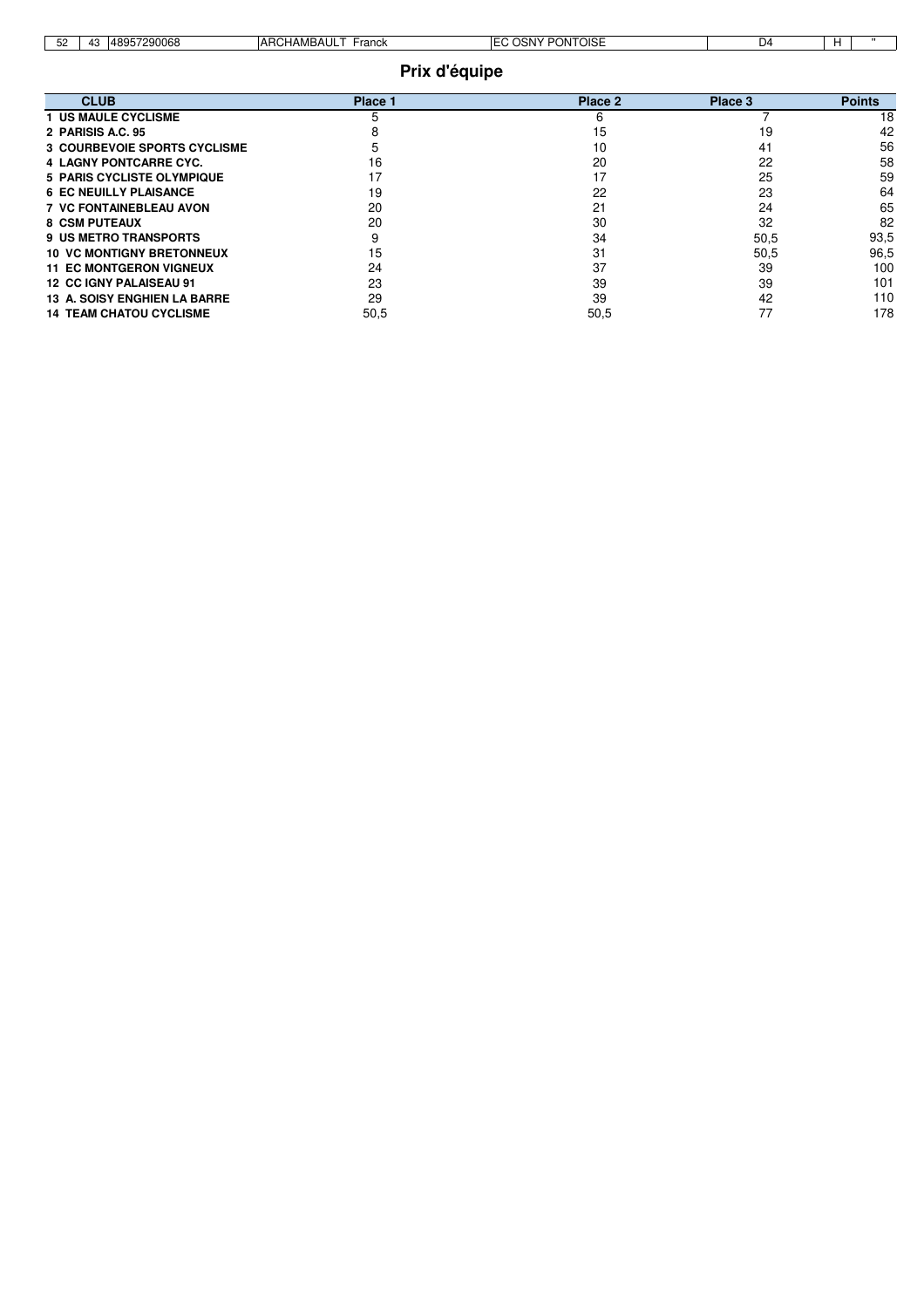| | | | | | | |
|---|---|---|---|---|---|---|
| 52 | 43 | 48957290068 | ARCHAMBAULT Franck | EC OSNY PONTOISE | D4 | H | " |

## Prix d'équipe

| CLUB | Place 1 | Place 2 | Place 3 | Points |
|---|---|---|---|---|
| 1 US MAULE CYCLISME | 5 | 6 | 7 | 18 |
| 2 PARISIS A.C. 95 | 8 | 15 | 19 | 42 |
| 3 COURBEVOIE SPORTS CYCLISME | 5 | 10 | 41 | 56 |
| 4 LAGNY PONTCARRE CYC. | 16 | 20 | 22 | 58 |
| 5 PARIS CYCLISTE OLYMPIQUE | 17 | 17 | 25 | 59 |
| 6 EC NEUILLY PLAISANCE | 19 | 22 | 23 | 64 |
| 7 VC FONTAINEBLEAU AVON | 20 | 21 | 24 | 65 |
| 8 CSM PUTEAUX | 20 | 30 | 32 | 82 |
| 9 US METRO TRANSPORTS | 9 | 34 | 50,5 | 93,5 |
| 10 VC MONTIGNY BRETONNEUX | 15 | 31 | 50,5 | 96,5 |
| 11 EC MONTGERON VIGNEUX | 24 | 37 | 39 | 100 |
| 12 CC IGNY PALAISEAU 91 | 23 | 39 | 39 | 101 |
| 13 A. SOISY ENGHIEN LA BARRE | 29 | 39 | 42 | 110 |
| 14 TEAM CHATOU CYCLISME | 50,5 | 50,5 | 77 | 178 |